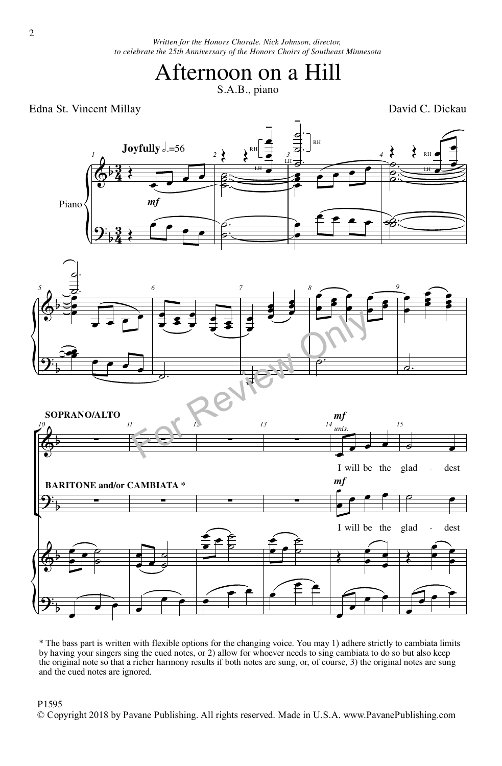*Written for the Honors Chorale. Nick Johnson, director,*
*to celebrate the 25th Anniversary of the Honors Choirs of Southeast Minnesota*

# Afternoon on a Hill

S.A.B., piano

Edna St. Vincent Millay

David C. Dickau

**Joyfully** ♩.=56

Piano

**SOPRANO/ALTO**

**BARITONE and/or CAMBIATA ***

*mf* *unis.*

I will be the glad - dest

I will be the glad - dest

\* The bass part is written with flexible options for the changing voice. You may 1) adhere strictly to cambiata limits by having your singers sing the cued notes, or 2) allow for whoever needs to sing cambiata to do so but also keep the original note so that a richer harmony results if both notes are sung, or, of course, 3) the original notes are sung and the cued notes are ignored.

P1595
© Copyright 2018 by Pavane Publishing. All rights reserved. Made in U.S.A. www.PavanePublishing.com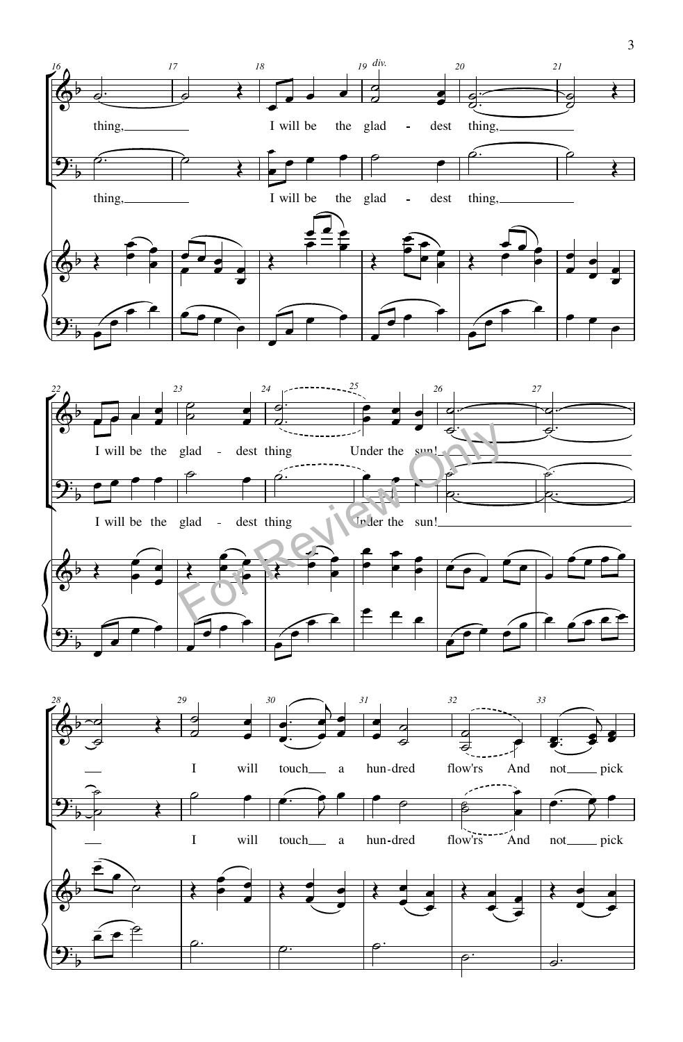thing, I will be the glad - dest thing,

I will be the glad - dest thing Under the sun!

I will touch a hun-dred flow'rs And not pick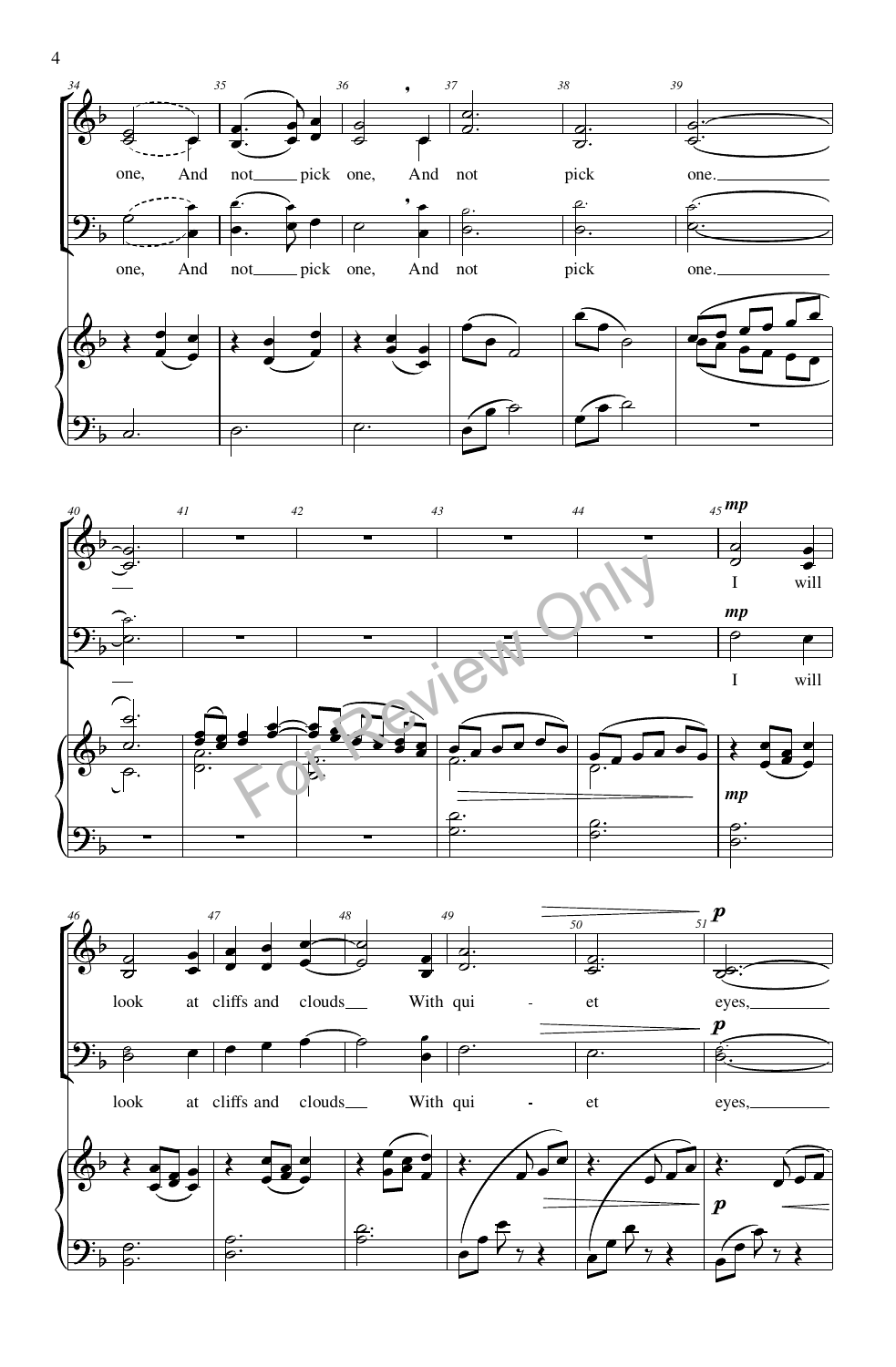one, And not pick one, And not pick one.

I will look at cliffs and clouds With qui - et eyes,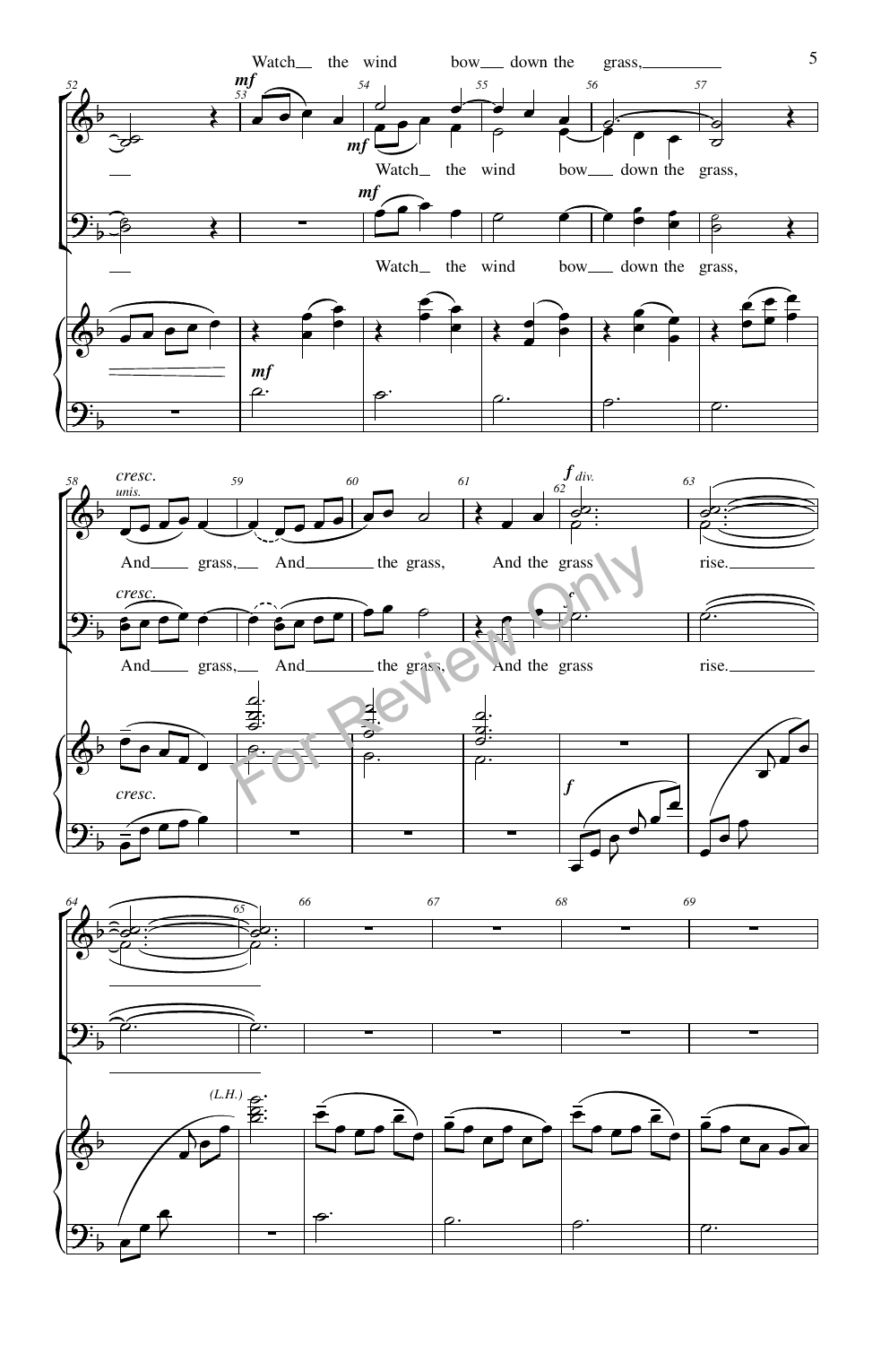Watch the wind bow down the grass,

Watch the wind bow down the grass,

Watch the wind bow down the grass,

And grass, And the grass, And the grass rise.

And grass, And the grass, And the grass rise.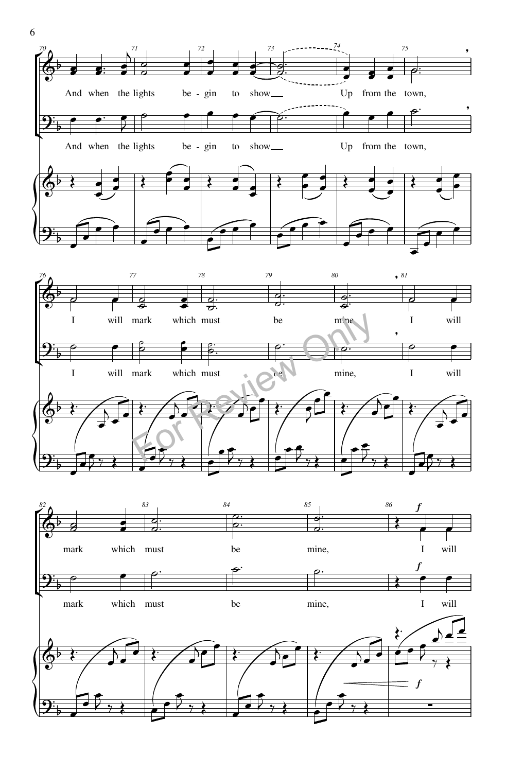And when the lights be - gin to show Up from the town,

I will mark which must be mine, I will

mark which must be mine, I will

For Review Only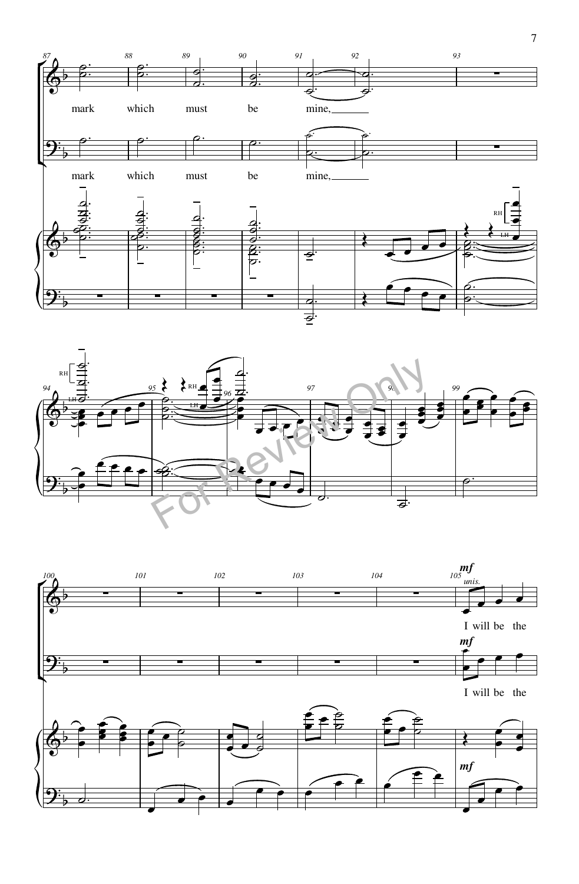mark which must be mine,

mark which must be mine,

*mf*

*unis.*

I will be the

*mf*

I will be the

*mf*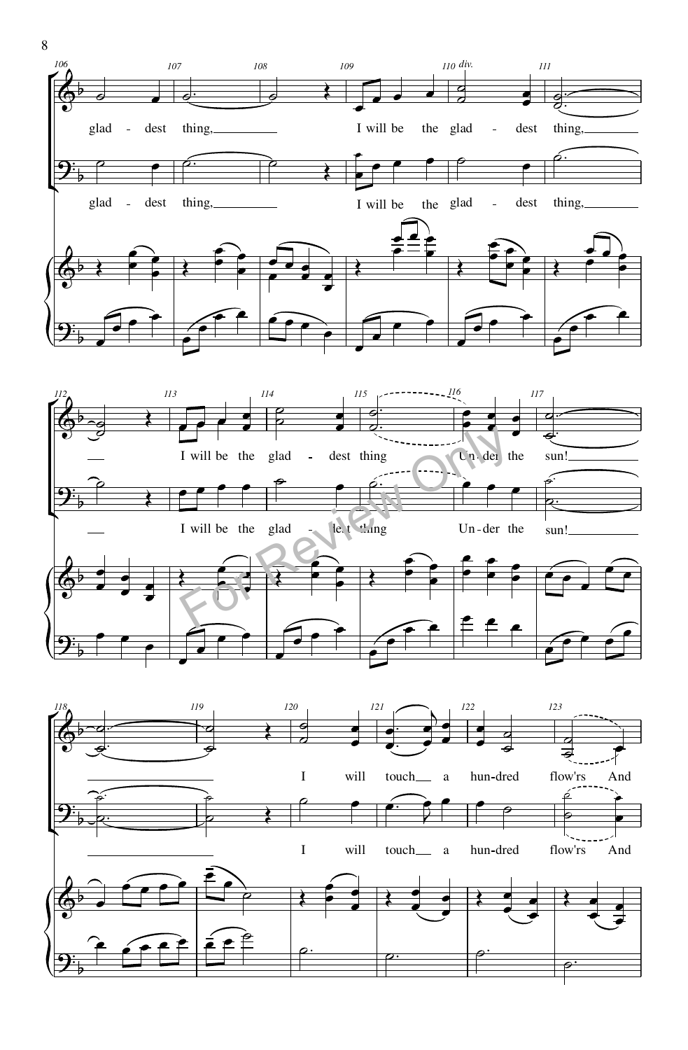106 107 108 109 110 *div.* 111

glad - dest thing, I will be the glad - dest thing,

glad - dest thing, I will be the glad - dest thing,

112 113 114 115 116 117

I will be the glad - dest thing Un - der the sun!

I will be the glad - dest thing Un - der the sun!

118 119 120 121 122 123

I will touch a hun - dred flow'rs And

I will touch a hun - dred flow'rs And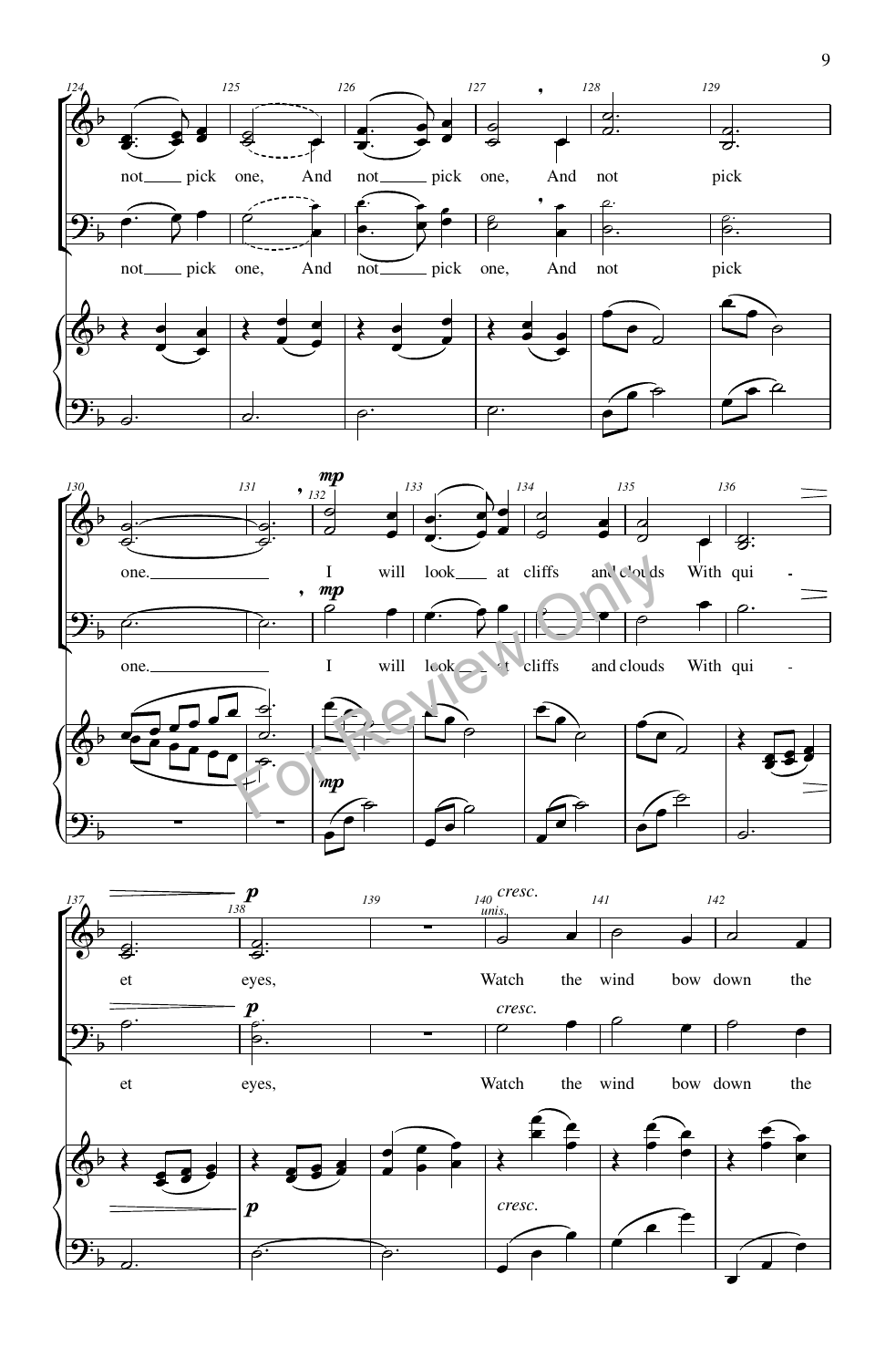not pick one, And not pick one, And not pick

not pick one, And not pick one, And not pick

one. I will look at cliffs and clouds With qui-

one. I will look at cliffs and clouds With qui-

et eyes, Watch the wind bow down the

et eyes, Watch the wind bow down the

For Review Only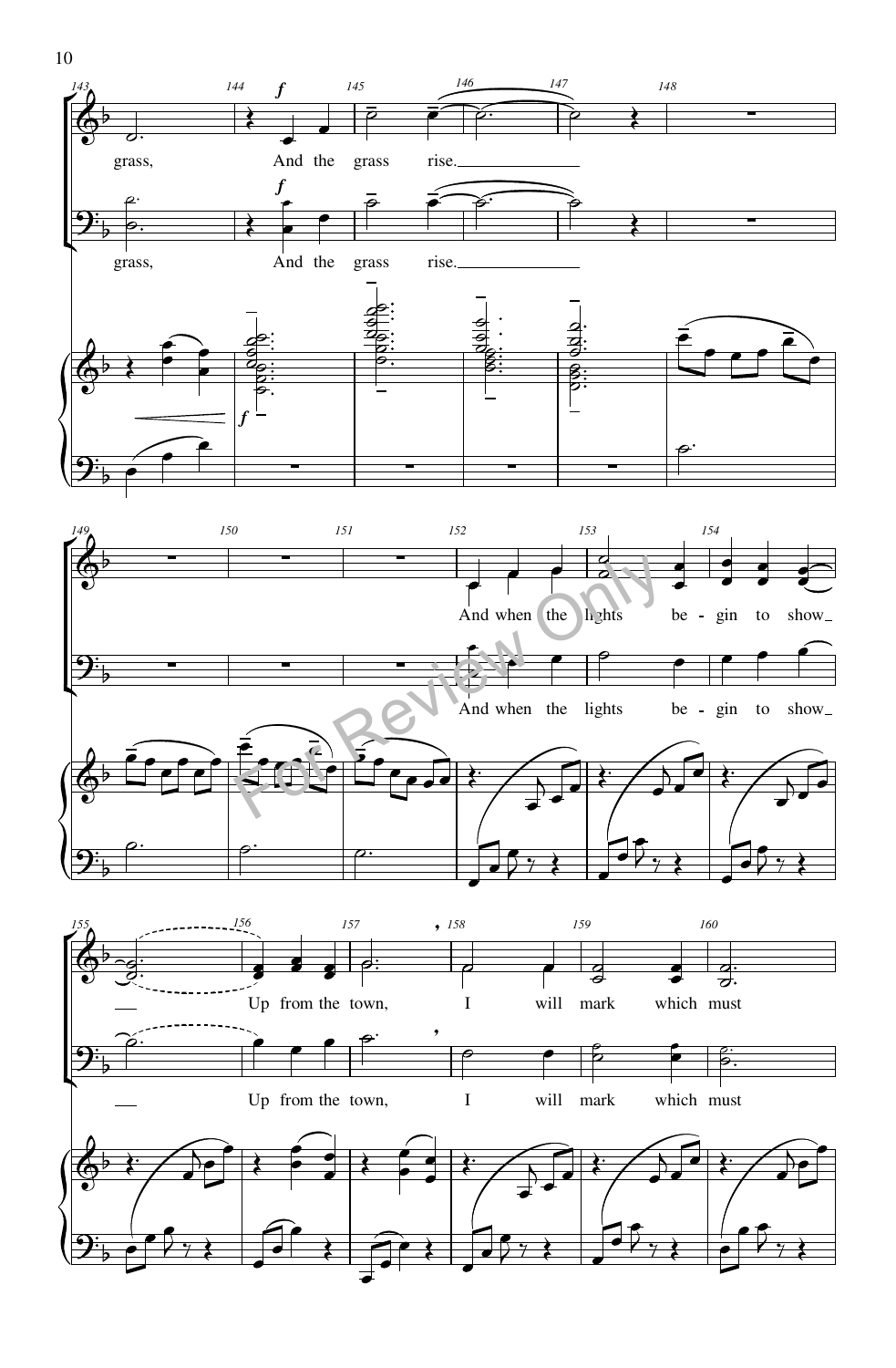grass, And the grass rise.

grass, And the grass rise.

And when the lights be - gin to show

And when the lights be - gin to show

Up from the town, I will mark which must

Up from the town, I will mark which must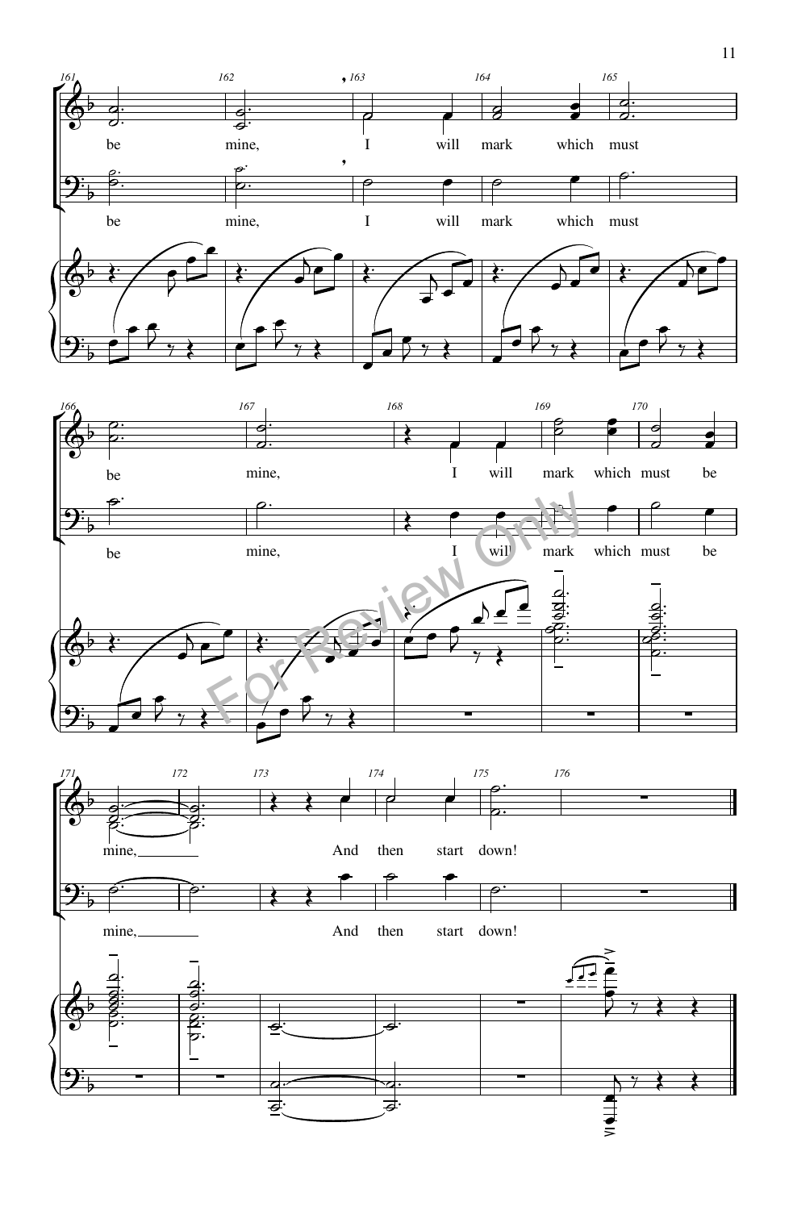161 162 163 164 165

be mine, I will mark which must

be mine, I will mark which must

166 167 168 169 170

be mine, I will mark which must be

be mine, I will mark which must be

171 172 173 174 175 176

mine, And then start down!

mine, And then start down!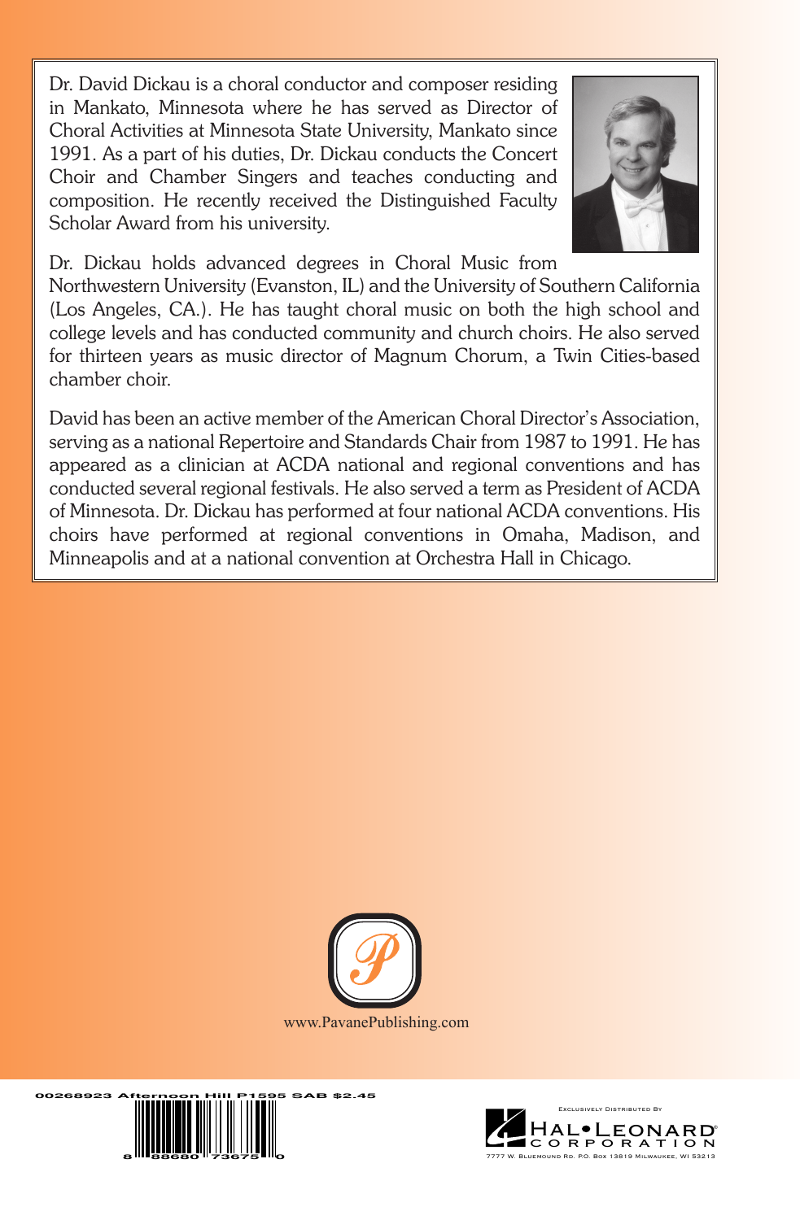Dr. David Dickau is a choral conductor and composer residing in Mankato, Minnesota where he has served as Director of Choral Activities at Minnesota State University, Mankato since 1991. As a part of his duties, Dr. Dickau conducts the Concert Choir and Chamber Singers and teaches conducting and composition. He recently received the Distinguished Faculty Scholar Award from his university.

Dr. Dickau holds advanced degrees in Choral Music from Northwestern University (Evanston, IL) and the University of Southern California (Los Angeles, CA.). He has taught choral music on both the high school and college levels and has conducted community and church choirs. He also served for thirteen years as music director of Magnum Chorum, a Twin Cities-based chamber choir.

David has been an active member of the American Choral Director's Association, serving as a national Repertoire and Standards Chair from 1987 to 1991. He has appeared as a clinician at ACDA national and regional conventions and has conducted several regional festivals. He also served a term as President of ACDA of Minnesota. Dr. Dickau has performed at four national ACDA conventions. His choirs have performed at regional conventions in Omaha, Madison, and Minneapolis and at a national convention at Orchestra Hall in Chicago.

www.PavanePublishing.com

00268923 Afternoon Hill P1595 SAB $2.45

8 88680 73675 0

Exclusively Distributed By
HAL•LEONARD® CORPORATION
7777 W. Bluemound Rd. P.O. Box 13819 Milwaukee, WI 53213